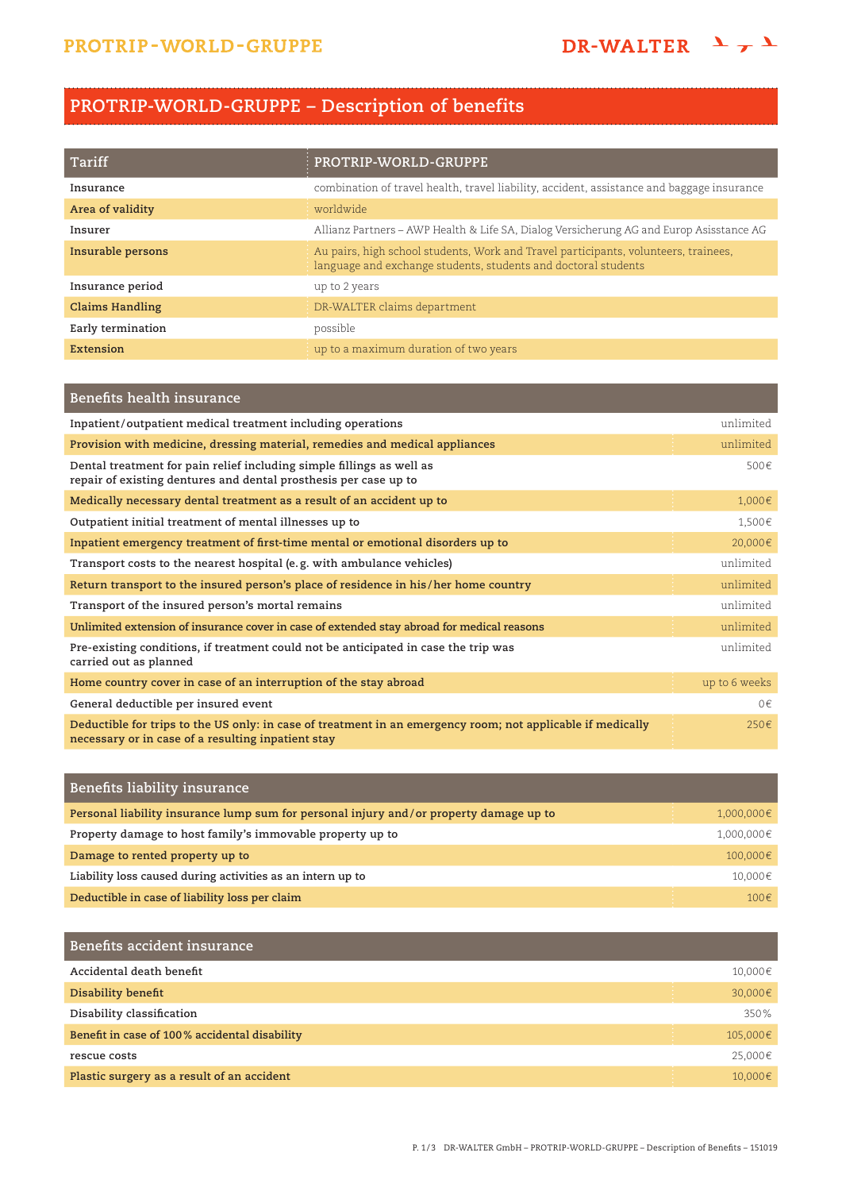# PROTRIP-WORLD-GRUPPE – Description of benefits

| Tariff | PROTRIP-WORLD-GRUPPE |
|---|---|
| Insurance | combination of travel health, travel liability, accident, assistance and baggage insurance |
| Area of validity | worldwide |
| Insurer | Allianz Partners – AWP Health & Life SA, Dialog Versicherung AG and Europ Asisstance AG |
| Insurable persons | Au pairs, high school students, Work and Travel participants, volunteers, trainees, language and exchange students, students and doctoral students |
| Insurance period | up to 2 years |
| Claims Handling | DR-WALTER claims department |
| Early termination | possible |
| Extension | up to a maximum duration of two years |

| Benefits health insurance | |
|---|---|
| Inpatient/outpatient medical treatment including operations | unlimited |
| Provision with medicine, dressing material, remedies and medical appliances | unlimited |
| Dental treatment for pain relief including simple fillings as well as repair of existing dentures and dental prosthesis per case up to | 500€ |
| Medically necessary dental treatment as a result of an accident up to | 1,000€ |
| Outpatient initial treatment of mental illnesses up to | 1,500€ |
| Inpatient emergency treatment of first-time mental or emotional disorders up to | 20,000€ |
| Transport costs to the nearest hospital (e.g. with ambulance vehicles) | unlimited |
| Return transport to the insured person's place of residence in his/her home country | unlimited |
| Transport of the insured person's mortal remains | unlimited |
| Unlimited extension of insurance cover in case of extended stay abroad for medical reasons | unlimited |
| Pre-existing conditions, if treatment could not be anticipated in case the trip was carried out as planned | unlimited |
| Home country cover in case of an interruption of the stay abroad | up to 6 weeks |
| General deductible per insured event | 0€ |
| Deductible for trips to the US only: in case of treatment in an emergency room; not applicable if medically necessary or in case of a resulting inpatient stay | 250€ |

| Benefits liability insurance | |
|---|---|
| Personal liability insurance lump sum for personal injury and/or property damage up to | 1,000,000€ |
| Property damage to host family's immovable property up to | 1,000,000€ |
| Damage to rented property up to | 100,000€ |
| Liability loss caused during activities as an intern up to | 10,000€ |
| Deductible in case of liability loss per claim | 100€ |

| Benefits accident insurance | |
|---|---|
| Accidental death benefit | 10,000€ |
| Disability benefit | 30,000€ |
| Disability classification | 350% |
| Benefit in case of 100% accidental disability | 105,000€ |
| rescue costs | 25,000€ |
| Plastic surgery as a result of an accident | 10,000€ |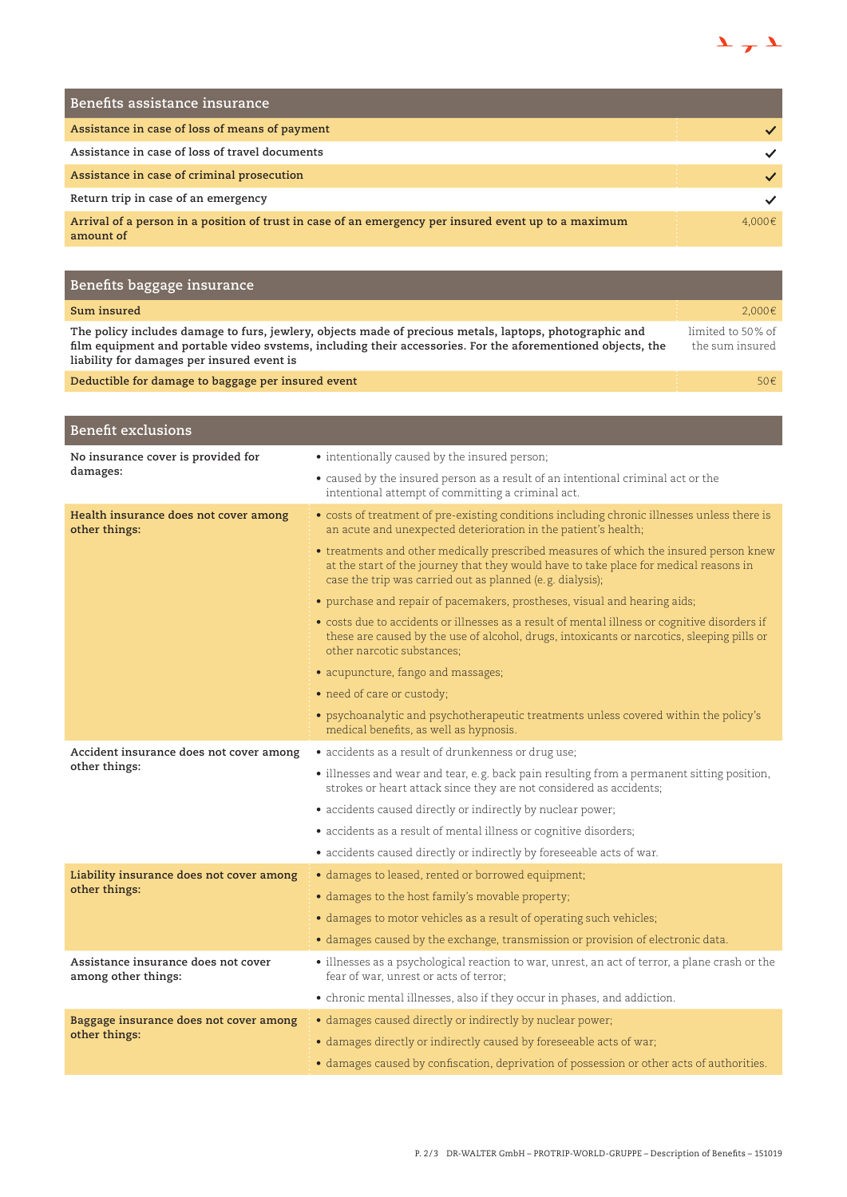| Benefits assistance insurance | |
|---|---|
| **Assistance in case of loss of means of payment** | ✓ |
| **Assistance in case of loss of travel documents** | ✓ |
| **Assistance in case of criminal prosecution** | ✓ |
| **Return trip in case of an emergency** | ✓ |
| **Arrival of a person in a position of trust in case of an emergency per insured event up to a maximum amount of** | 4,000€ |

| Benefits baggage insurance | |
|---|---|
| **Sum insured** | 2,000€ |
| **The policy includes damage to furs, jewlery, objects made of precious metals, laptops, photographic and film equipment and portable video svstems, including their accessories. For the aforementioned objects, the liability for damages per insured event is** | limited to 50% of the sum insured |
| **Deductible for damage to baggage per insured event** | 50€ |

| Benefit exclusions | |
|---|---|
| **No insurance cover is provided for damages:** | • intentionally caused by the insured person;<br>• caused by the insured person as a result of an intentional criminal act or the intentional attempt of committing a criminal act. |
| **Health insurance does not cover among other things:** | • costs of treatment of pre-existing conditions including chronic illnesses unless there is an acute and unexpected deterioration in the patient's health;<br>• treatments and other medically prescribed measures of which the insured person knew at the start of the journey that they would have to take place for medical reasons in case the trip was carried out as planned (e.g. dialysis);<br>• purchase and repair of pacemakers, prostheses, visual and hearing aids;<br>• costs due to accidents or illnesses as a result of mental illness or cognitive disorders if these are caused by the use of alcohol, drugs, intoxicants or narcotics, sleeping pills or other narcotic substances;<br>• acupuncture, fango and massages;<br>• need of care or custody;<br>• psychoanalytic and psychotherapeutic treatments unless covered within the policy's medical benefits, as well as hypnosis. |
| **Accident insurance does not cover among other things:** | • accidents as a result of drunkenness or drug use;<br>• illnesses and wear and tear, e.g. back pain resulting from a permanent sitting position, strokes or heart attack since they are not considered as accidents;<br>• accidents caused directly or indirectly by nuclear power;<br>• accidents as a result of mental illness or cognitive disorders;<br>• accidents caused directly or indirectly by foreseeable acts of war. |
| **Liability insurance does not cover among other things:** | • damages to leased, rented or borrowed equipment;<br>• damages to the host family's movable property;<br>• damages to motor vehicles as a result of operating such vehicles;<br>• damages caused by the exchange, transmission or provision of electronic data. |
| **Assistance insurance does not cover among other things:** | • illnesses as a psychological reaction to war, unrest, an act of terror, a plane crash or the fear of war, unrest or acts of terror;<br>• chronic mental illnesses, also if they occur in phases, and addiction. |
| **Baggage insurance does not cover among other things:** | • damages caused directly or indirectly by nuclear power;<br>• damages directly or indirectly caused by foreseeable acts of war;<br>• damages caused by confiscation, deprivation of possession or other acts of authorities. |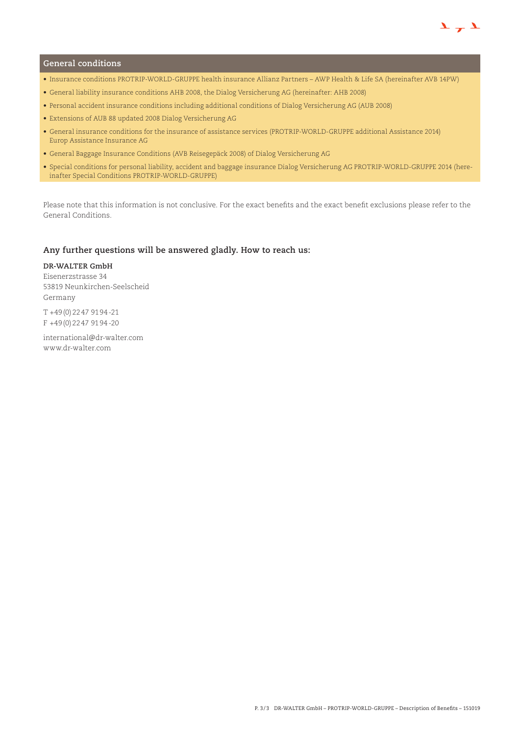## General conditions

- Insurance conditions PROTRIP-WORLD-GRUPPE health insurance Allianz Partners – AWP Health & Life SA (hereinafter AVB 14PW)
- General liability insurance conditions AHB 2008, the Dialog Versicherung AG (hereinafter: AHB 2008)
- Personal accident insurance conditions including additional conditions of Dialog Versicherung AG (AUB 2008)
- Extensions of AUB 88 updated 2008 Dialog Versicherung AG
- General insurance conditions for the insurance of assistance services (PROTRIP-WORLD-GRUPPE additional Assistance 2014) Europ Assistance Insurance AG
- General Baggage Insurance Conditions (AVB Reisegepäck 2008) of Dialog Versicherung AG
- Special conditions for personal liability, accident and baggage insurance Dialog Versicherung AG PROTRIP-WORLD-GRUPPE 2014 (hereinafter Special Conditions PROTRIP-WORLD-GRUPPE)

Please note that this information is not conclusive. For the exact benefits and the exact benefit exclusions please refer to the General Conditions.

### Any further questions will be answered gladly. How to reach us:

**DR-WALTER GmbH**
Eisenerzstrasse 34
53819 Neunkirchen-Seelscheid
Germany

T +49 (0) 22 47 91 94 -21
F +49 (0) 22 47 91 94 -20

international@dr-walter.com
www.dr-walter.com